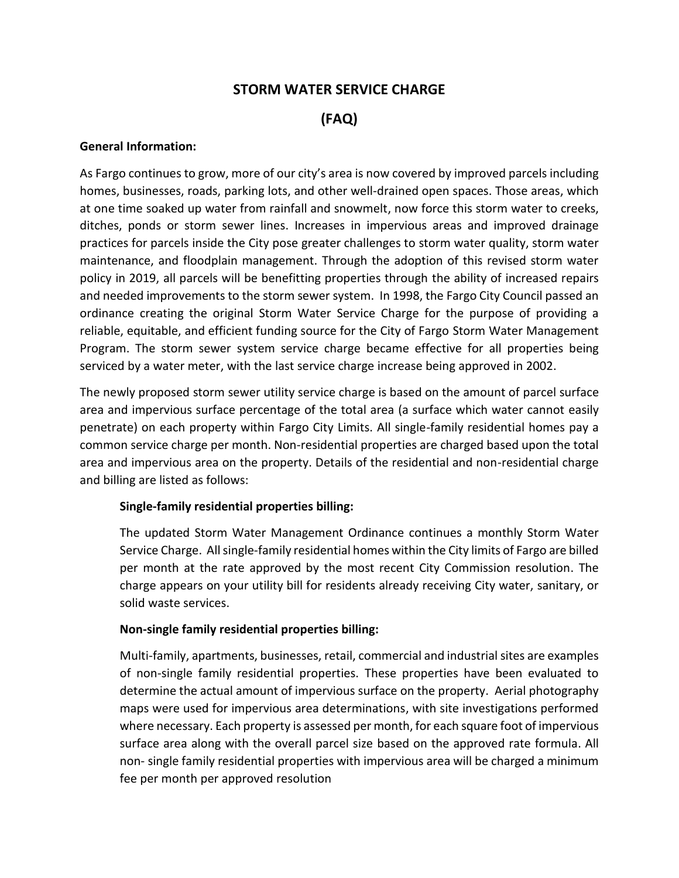# STORM WATER SERVICE CHARGE

# (FAQ)

**General Information:**

As Fargo continues to grow, more of our city's area is now covered by improved parcels including homes, businesses, roads, parking lots, and other well-drained open spaces. Those areas, which at one time soaked up water from rainfall and snowmelt, now force this storm water to creeks, ditches, ponds or storm sewer lines. Increases in impervious areas and improved drainage practices for parcels inside the City pose greater challenges to storm water quality, storm water maintenance, and floodplain management. Through the adoption of this revised storm water policy in 2019, all parcels will be benefitting properties through the ability of increased repairs and needed improvements to the storm sewer system. In 1998, the Fargo City Council passed an ordinance creating the original Storm Water Service Charge for the purpose of providing a reliable, equitable, and efficient funding source for the City of Fargo Storm Water Management Program. The storm sewer system service charge became effective for all properties being serviced by a water meter, with the last service charge increase being approved in 2002.

The newly proposed storm sewer utility service charge is based on the amount of parcel surface area and impervious surface percentage of the total area (a surface which water cannot easily penetrate) on each property within Fargo City Limits. All single-family residential homes pay a common service charge per month. Non-residential properties are charged based upon the total area and impervious area on the property. Details of the residential and non-residential charge and billing are listed as follows:

> **Single-family residential properties billing:**
>
> The updated Storm Water Management Ordinance continues a monthly Storm Water Service Charge. All single-family residential homes within the City limits of Fargo are billed per month at the rate approved by the most recent City Commission resolution. The charge appears on your utility bill for residents already receiving City water, sanitary, or solid waste services.
>
> **Non-single family residential properties billing:**
>
> Multi-family, apartments, businesses, retail, commercial and industrial sites are examples of non-single family residential properties. These properties have been evaluated to determine the actual amount of impervious surface on the property. Aerial photography maps were used for impervious area determinations, with site investigations performed where necessary. Each property is assessed per month, for each square foot of impervious surface area along with the overall parcel size based on the approved rate formula. All non- single family residential properties with impervious area will be charged a minimum fee per month per approved resolution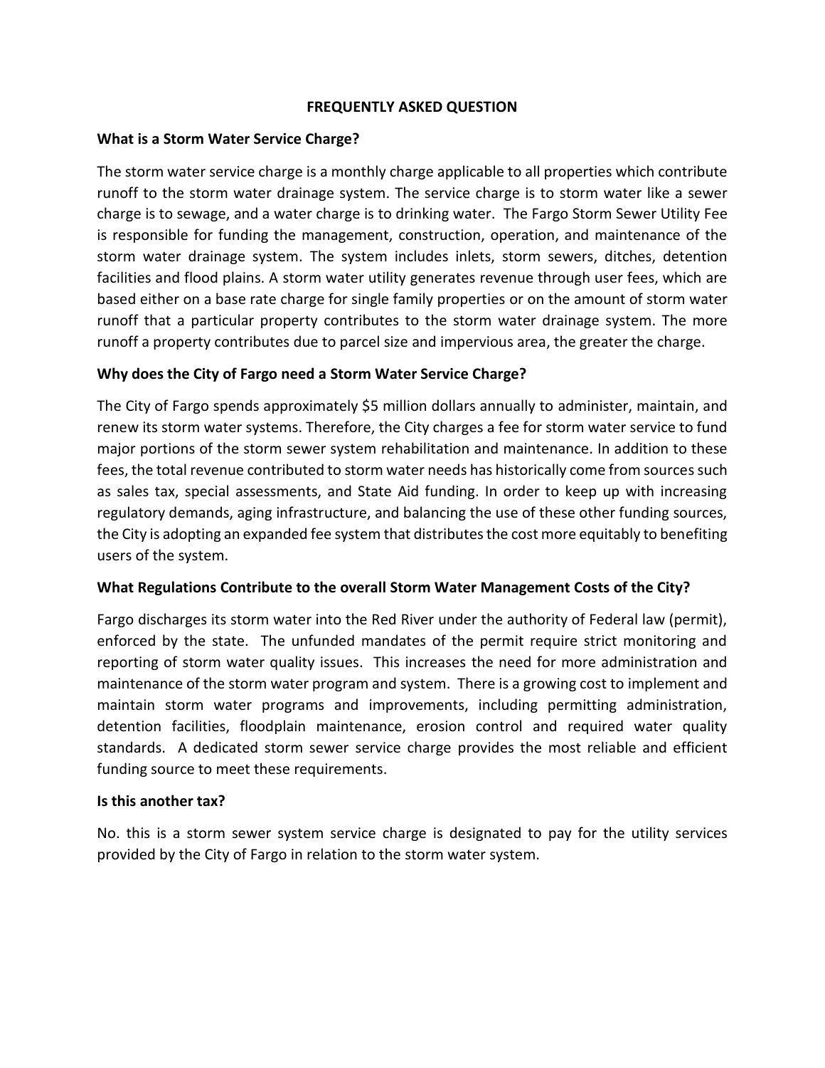# FREQUENTLY ASKED QUESTION

## What is a Storm Water Service Charge?

The storm water service charge is a monthly charge applicable to all properties which contribute runoff to the storm water drainage system. The service charge is to storm water like a sewer charge is to sewage, and a water charge is to drinking water. The Fargo Storm Sewer Utility Fee is responsible for funding the management, construction, operation, and maintenance of the storm water drainage system. The system includes inlets, storm sewers, ditches, detention facilities and flood plains. A storm water utility generates revenue through user fees, which are based either on a base rate charge for single family properties or on the amount of storm water runoff that a particular property contributes to the storm water drainage system. The more runoff a property contributes due to parcel size and impervious area, the greater the charge.

## Why does the City of Fargo need a Storm Water Service Charge?

The City of Fargo spends approximately $5 million dollars annually to administer, maintain, and renew its storm water systems. Therefore, the City charges a fee for storm water service to fund major portions of the storm sewer system rehabilitation and maintenance. In addition to these fees, the total revenue contributed to storm water needs has historically come from sources such as sales tax, special assessments, and State Aid funding. In order to keep up with increasing regulatory demands, aging infrastructure, and balancing the use of these other funding sources, the City is adopting an expanded fee system that distributes the cost more equitably to benefiting users of the system.

## What Regulations Contribute to the overall Storm Water Management Costs of the City?

Fargo discharges its storm water into the Red River under the authority of Federal law (permit), enforced by the state. The unfunded mandates of the permit require strict monitoring and reporting of storm water quality issues. This increases the need for more administration and maintenance of the storm water program and system. There is a growing cost to implement and maintain storm water programs and improvements, including permitting administration, detention facilities, floodplain maintenance, erosion control and required water quality standards. A dedicated storm sewer service charge provides the most reliable and efficient funding source to meet these requirements.

## Is this another tax?

No. this is a storm sewer system service charge is designated to pay for the utility services provided by the City of Fargo in relation to the storm water system.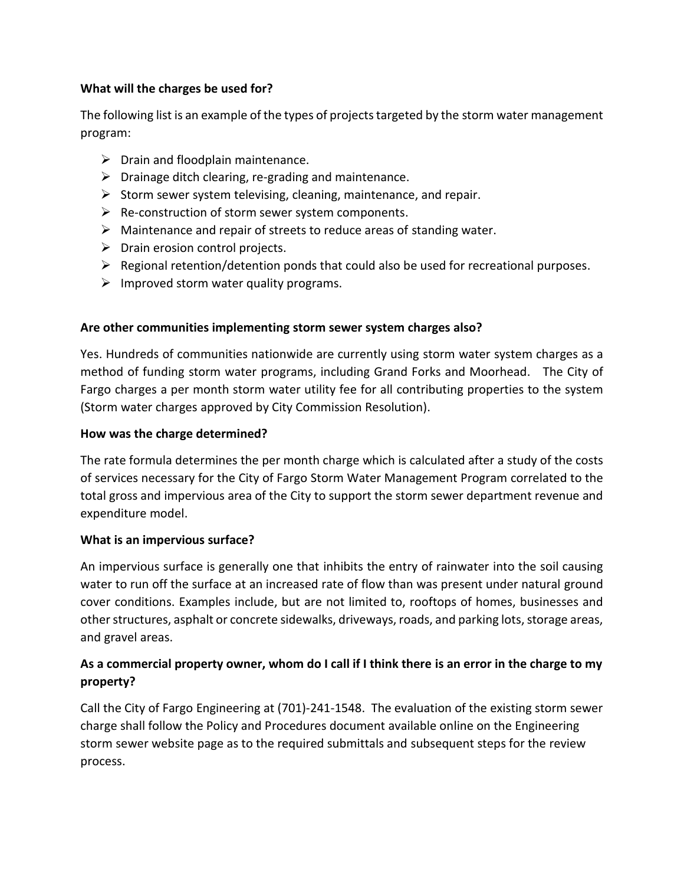**What will the charges be used for?**

The following list is an example of the types of projects targeted by the storm water management program:

- Drain and floodplain maintenance.
- Drainage ditch clearing, re-grading and maintenance.
- Storm sewer system televising, cleaning, maintenance, and repair.
- Re-construction of storm sewer system components.
- Maintenance and repair of streets to reduce areas of standing water.
- Drain erosion control projects.
- Regional retention/detention ponds that could also be used for recreational purposes.
- Improved storm water quality programs.

**Are other communities implementing storm sewer system charges also?**

Yes. Hundreds of communities nationwide are currently using storm water system charges as a method of funding storm water programs, including Grand Forks and Moorhead. The City of Fargo charges a per month storm water utility fee for all contributing properties to the system (Storm water charges approved by City Commission Resolution).

**How was the charge determined?**

The rate formula determines the per month charge which is calculated after a study of the costs of services necessary for the City of Fargo Storm Water Management Program correlated to the total gross and impervious area of the City to support the storm sewer department revenue and expenditure model.

**What is an impervious surface?**

An impervious surface is generally one that inhibits the entry of rainwater into the soil causing water to run off the surface at an increased rate of flow than was present under natural ground cover conditions. Examples include, but are not limited to, rooftops of homes, businesses and other structures, asphalt or concrete sidewalks, driveways, roads, and parking lots, storage areas, and gravel areas.

**As a commercial property owner, whom do I call if I think there is an error in the charge to my property?**

Call the City of Fargo Engineering at (701)-241-1548. The evaluation of the existing storm sewer charge shall follow the Policy and Procedures document available online on the Engineering storm sewer website page as to the required submittals and subsequent steps for the review process.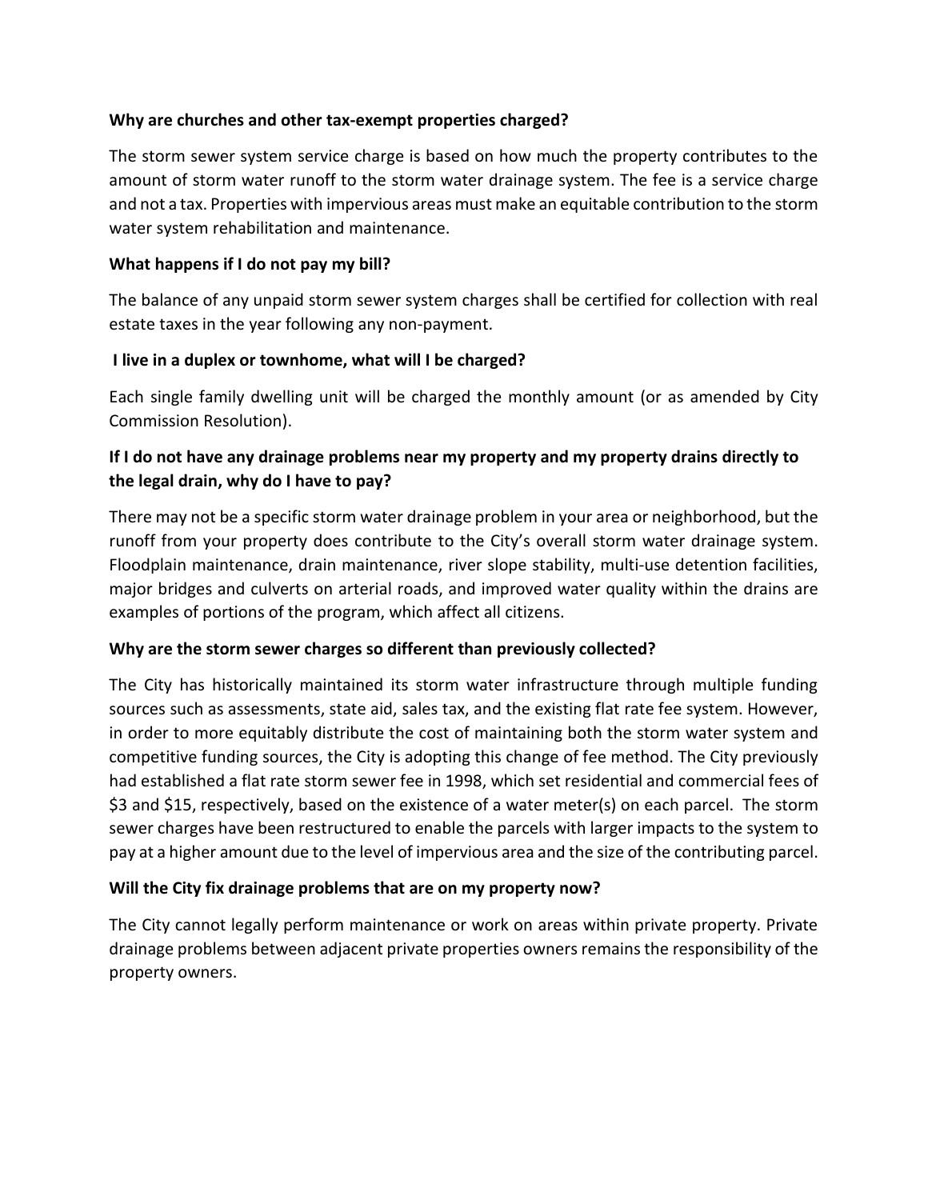**Why are churches and other tax-exempt properties charged?**

The storm sewer system service charge is based on how much the property contributes to the amount of storm water runoff to the storm water drainage system. The fee is a service charge and not a tax. Properties with impervious areas must make an equitable contribution to the storm water system rehabilitation and maintenance.

**What happens if I do not pay my bill?**

The balance of any unpaid storm sewer system charges shall be certified for collection with real estate taxes in the year following any non-payment.

**I live in a duplex or townhome, what will I be charged?**

Each single family dwelling unit will be charged the monthly amount (or as amended by City Commission Resolution).

**If I do not have any drainage problems near my property and my property drains directly to the legal drain, why do I have to pay?**

There may not be a specific storm water drainage problem in your area or neighborhood, but the runoff from your property does contribute to the City's overall storm water drainage system. Floodplain maintenance, drain maintenance, river slope stability, multi-use detention facilities, major bridges and culverts on arterial roads, and improved water quality within the drains are examples of portions of the program, which affect all citizens.

**Why are the storm sewer charges so different than previously collected?**

The City has historically maintained its storm water infrastructure through multiple funding sources such as assessments, state aid, sales tax, and the existing flat rate fee system. However, in order to more equitably distribute the cost of maintaining both the storm water system and competitive funding sources, the City is adopting this change of fee method. The City previously had established a flat rate storm sewer fee in 1998, which set residential and commercial fees of $3 and $15, respectively, based on the existence of a water meter(s) on each parcel. The storm sewer charges have been restructured to enable the parcels with larger impacts to the system to pay at a higher amount due to the level of impervious area and the size of the contributing parcel.

**Will the City fix drainage problems that are on my property now?**

The City cannot legally perform maintenance or work on areas within private property. Private drainage problems between adjacent private properties owners remains the responsibility of the property owners.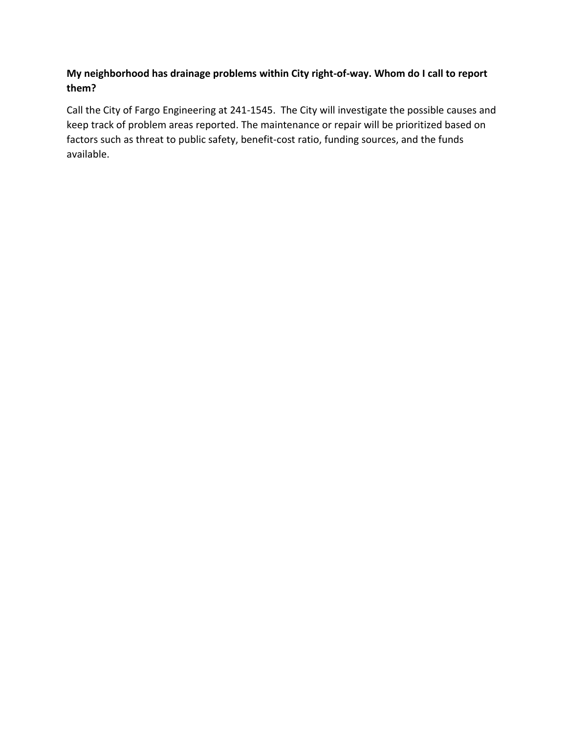**My neighborhood has drainage problems within City right-of-way. Whom do I call to report them?**

Call the City of Fargo Engineering at 241-1545. The City will investigate the possible causes and keep track of problem areas reported. The maintenance or repair will be prioritized based on factors such as threat to public safety, benefit-cost ratio, funding sources, and the funds available.